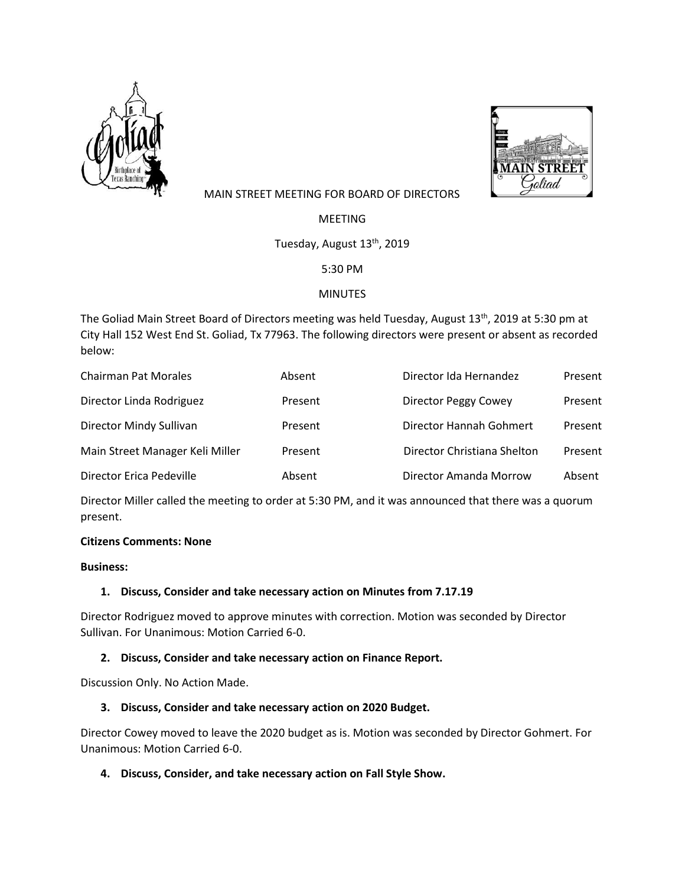MAIN STREET MEETING FOR BOARD OF DIRECTORS

MEETING

Tuesday, August 13th, 2019

5:30 PM

MINUTES

The Goliad Main Street Board of Directors meeting was held Tuesday, August 13th, 2019 at 5:30 pm at City Hall 152 West End St. Goliad, Tx 77963. The following directors were present or absent as recorded below:

| | | | |
|---|---|---|---|
| Chairman Pat Morales | Absent | Director Ida Hernandez | Present |
| Director Linda Rodriguez | Present | Director Peggy Cowey | Present |
| Director Mindy Sullivan | Present | Director Hannah Gohmert | Present |
| Main Street Manager Keli Miller | Present | Director Christiana Shelton | Present |
| Director Erica Pedeville | Absent | Director Amanda Morrow | Absent |

Director Miller called the meeting to order at 5:30 PM, and it was announced that there was a quorum present.

**Citizens Comments: None**

**Business:**

1. **Discuss, Consider and take necessary action on Minutes from 7.17.19**

Director Rodriguez moved to approve minutes with correction. Motion was seconded by Director Sullivan. For Unanimous: Motion Carried 6-0.

2. **Discuss, Consider and take necessary action on Finance Report.**

Discussion Only. No Action Made.

3. **Discuss, Consider and take necessary action on 2020 Budget.**

Director Cowey moved to leave the 2020 budget as is. Motion was seconded by Director Gohmert. For Unanimous: Motion Carried 6-0.

4. **Discuss, Consider, and take necessary action on Fall Style Show.**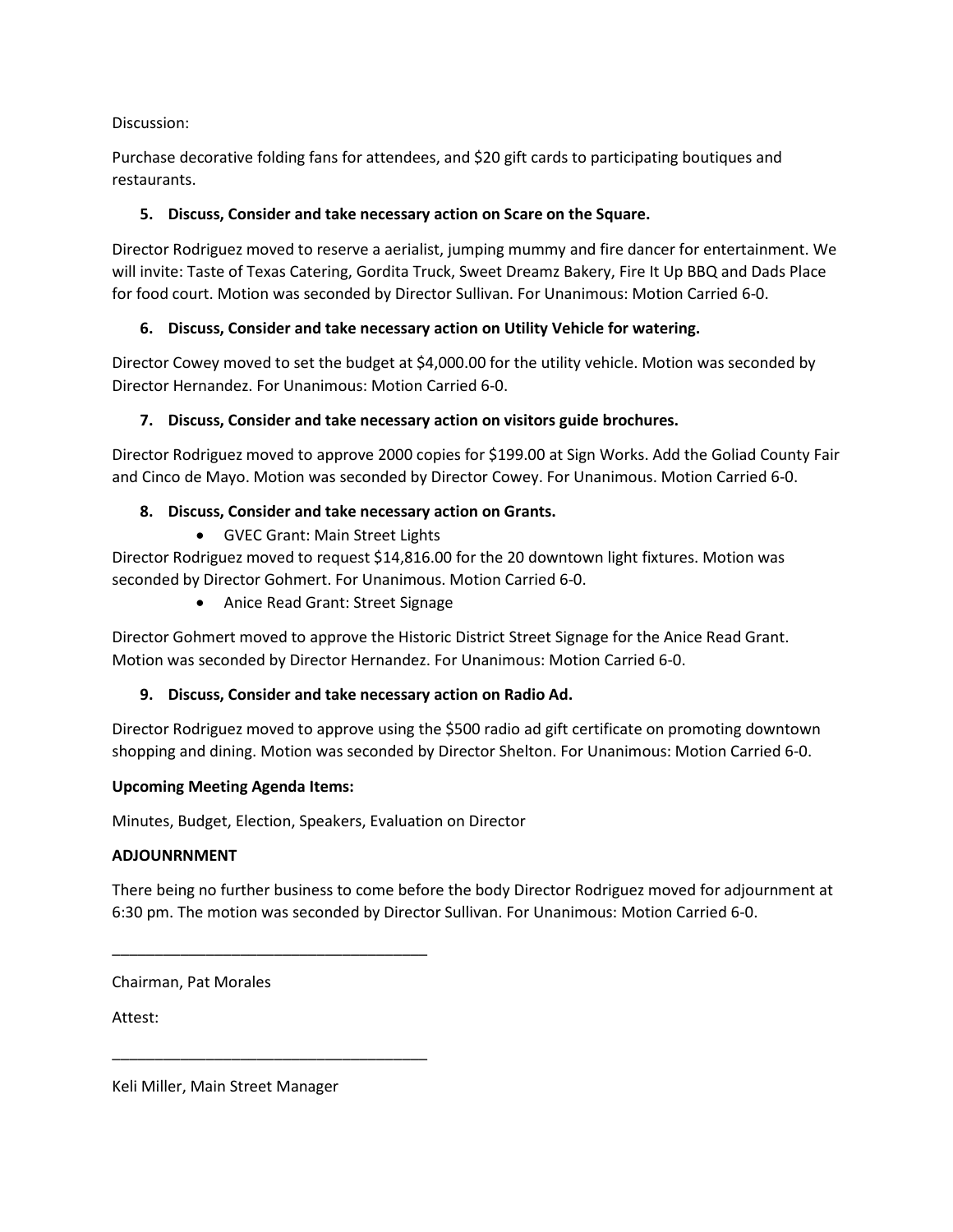Discussion:

Purchase decorative folding fans for attendees, and $20 gift cards to participating boutiques and restaurants.

**5. Discuss, Consider and take necessary action on Scare on the Square.**

Director Rodriguez moved to reserve a aerialist, jumping mummy and fire dancer for entertainment. We will invite: Taste of Texas Catering, Gordita Truck, Sweet Dreamz Bakery, Fire It Up BBQ and Dads Place for food court. Motion was seconded by Director Sullivan. For Unanimous: Motion Carried 6-0.

**6. Discuss, Consider and take necessary action on Utility Vehicle for watering.**

Director Cowey moved to set the budget at $4,000.00 for the utility vehicle. Motion was seconded by Director Hernandez. For Unanimous: Motion Carried 6-0.

**7. Discuss, Consider and take necessary action on visitors guide brochures.**

Director Rodriguez moved to approve 2000 copies for $199.00 at Sign Works. Add the Goliad County Fair and Cinco de Mayo. Motion was seconded by Director Cowey. For Unanimous. Motion Carried 6-0.

**8. Discuss, Consider and take necessary action on Grants.**

- GVEC Grant: Main Street Lights

Director Rodriguez moved to request $14,816.00 for the 20 downtown light fixtures. Motion was seconded by Director Gohmert. For Unanimous. Motion Carried 6-0.

- Anice Read Grant: Street Signage

Director Gohmert moved to approve the Historic District Street Signage for the Anice Read Grant. Motion was seconded by Director Hernandez. For Unanimous: Motion Carried 6-0.

**9. Discuss, Consider and take necessary action on Radio Ad.**

Director Rodriguez moved to approve using the $500 radio ad gift certificate on promoting downtown shopping and dining. Motion was seconded by Director Shelton. For Unanimous: Motion Carried 6-0.

**Upcoming Meeting Agenda Items:**

Minutes, Budget, Election, Speakers, Evaluation on Director

**ADJOUNRNMENT**

There being no further business to come before the body Director Rodriguez moved for adjournment at 6:30 pm. The motion was seconded by Director Sullivan. For Unanimous: Motion Carried 6-0.

_____________________________________

Chairman, Pat Morales

Attest:

_____________________________________

Keli Miller, Main Street Manager